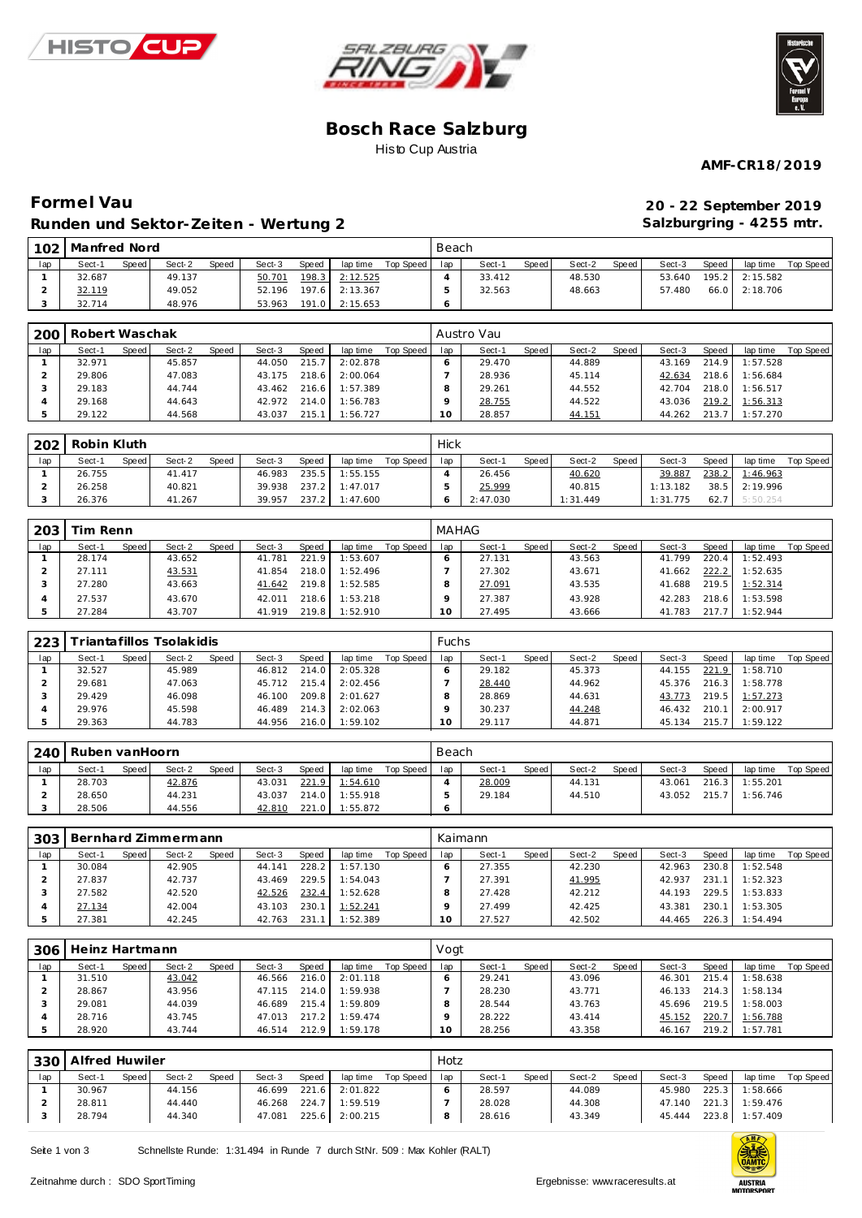# Bosch Race Salzburg

Histo Cup Austria

**AMF-CR18/2019**

## Formel Vau

**20 - 22 September 2019**

## Runden und Sektor-Zeiten - Wertung 2

**Salzburgring - 4255 mtr.**

### 102 Manfred Nord — Beach

| lap | Sect-1 | Speed | Sect-2 | Speed | Sect-3 | Speed | lap time | Top Speed | lap | Sect-1 | Speed | Sect-2 | Speed | Sect-3 | Speed | lap time | Top Speed |
|---|---|---|---|---|---|---|---|---|---|---|---|---|---|---|---|---|---|
| 1 | 32.687 | | 49.137 | | 50.701 | 198.3 | 2:12.525 | | 4 | 33.412 | | 48.530 | | 53.640 | 195.2 | 2:15.582 | |
| 2 | 32.119 | | 49.052 | | 52.196 | 197.6 | 2:13.367 | | 5 | 32.563 | | 48.663 | | 57.480 | 66.0 | 2:18.706 | |
| 3 | 32.714 | | 48.976 | | 53.963 | 191.0 | 2:15.653 | | 6 | | | | | | | | |

### 200 Robert Waschak — Austro Vau

| lap | Sect-1 | Speed | Sect-2 | Speed | Sect-3 | Speed | lap time | Top Speed | lap | Sect-1 | Speed | Sect-2 | Speed | Sect-3 | Speed | lap time | Top Speed |
|---|---|---|---|---|---|---|---|---|---|---|---|---|---|---|---|---|---|
| 1 | 32.971 | | 45.857 | | 44.050 | 215.7 | 2:02.878 | | 6 | 29.470 | | 44.889 | | 43.169 | 214.9 | 1:57.528 | |
| 2 | 29.806 | | 47.083 | | 43.175 | 218.6 | 2:00.064 | | 7 | 28.936 | | 45.114 | | 42.634 | 218.6 | 1:56.684 | |
| 3 | 29.183 | | 44.744 | | 43.462 | 216.6 | 1:57.389 | | 8 | 29.261 | | 44.552 | | 42.704 | 218.0 | 1:56.517 | |
| 4 | 29.168 | | 44.643 | | 42.972 | 214.0 | 1:56.783 | | 9 | 28.755 | | 44.522 | | 43.036 | 219.2 | 1:56.313 | |
| 5 | 29.122 | | 44.568 | | 43.037 | 215.1 | 1:56.727 | | 10 | 28.857 | | 44.151 | | 44.262 | 213.7 | 1:57.270 | |

### 202 Robin Kluth — Hick

| lap | Sect-1 | Speed | Sect-2 | Speed | Sect-3 | Speed | lap time | Top Speed | lap | Sect-1 | Speed | Sect-2 | Speed | Sect-3 | Speed | lap time | Top Speed |
|---|---|---|---|---|---|---|---|---|---|---|---|---|---|---|---|---|---|
| 1 | 26.755 | | 41.417 | | 46.983 | 235.5 | 1:55.155 | | 4 | 26.456 | | 40.620 | | 39.887 | 238.2 | 1:46.963 | |
| 2 | 26.258 | | 40.821 | | 39.938 | 237.2 | 1:47.017 | | 5 | 25.999 | | 40.815 | | 1:13.182 | 38.5 | 2:19.996 | |
| 3 | 26.376 | | 41.267 | | 39.957 | 237.2 | 1:47.600 | | 6 | 2:47.030 | | 1:31.449 | | 1:31.775 | 62.7 | 5:50.254 | |

### 203 Tim Renn — MAHAG

| lap | Sect-1 | Speed | Sect-2 | Speed | Sect-3 | Speed | lap time | Top Speed | lap | Sect-1 | Speed | Sect-2 | Speed | Sect-3 | Speed | lap time | Top Speed |
|---|---|---|---|---|---|---|---|---|---|---|---|---|---|---|---|---|---|
| 1 | 28.174 | | 43.652 | | 41.781 | 221.9 | 1:53.607 | | 6 | 27.131 | | 43.563 | | 41.799 | 220.4 | 1:52.493 | |
| 2 | 27.111 | | 43.531 | | 41.854 | 218.0 | 1:52.496 | | 7 | 27.302 | | 43.671 | | 41.662 | 222.2 | 1:52.635 | |
| 3 | 27.280 | | 43.663 | | 41.642 | 219.8 | 1:52.585 | | 8 | 27.091 | | 43.535 | | 41.688 | 219.5 | 1:52.314 | |
| 4 | 27.537 | | 43.670 | | 42.011 | 218.6 | 1:53.218 | | 9 | 27.387 | | 43.928 | | 42.283 | 218.6 | 1:53.598 | |
| 5 | 27.284 | | 43.707 | | 41.919 | 219.8 | 1:52.910 | | 10 | 27.495 | | 43.666 | | 41.783 | 217.7 | 1:52.944 | |

### 223 Triantafillos Tsolakidis — Fuchs

| lap | Sect-1 | Speed | Sect-2 | Speed | Sect-3 | Speed | lap time | Top Speed | lap | Sect-1 | Speed | Sect-2 | Speed | Sect-3 | Speed | lap time | Top Speed |
|---|---|---|---|---|---|---|---|---|---|---|---|---|---|---|---|---|---|
| 1 | 32.527 | | 45.989 | | 46.812 | 214.0 | 2:05.328 | | 6 | 29.182 | | 45.373 | | 44.155 | 221.9 | 1:58.710 | |
| 2 | 29.681 | | 47.063 | | 45.712 | 215.4 | 2:02.456 | | 7 | 28.440 | | 44.962 | | 45.376 | 216.3 | 1:58.778 | |
| 3 | 29.429 | | 46.098 | | 46.100 | 209.8 | 2:01.627 | | 8 | 28.869 | | 44.631 | | 43.773 | 219.5 | 1:57.273 | |
| 4 | 29.976 | | 45.598 | | 46.489 | 214.3 | 2:02.063 | | 9 | 30.237 | | 44.248 | | 46.432 | 210.1 | 2:00.917 | |
| 5 | 29.363 | | 44.783 | | 44.956 | 216.0 | 1:59.102 | | 10 | 29.117 | | 44.871 | | 45.134 | 215.7 | 1:59.122 | |

### 240 Ruben vanHoorn — Beach

| lap | Sect-1 | Speed | Sect-2 | Speed | Sect-3 | Speed | lap time | Top Speed | lap | Sect-1 | Speed | Sect-2 | Speed | Sect-3 | Speed | lap time | Top Speed |
|---|---|---|---|---|---|---|---|---|---|---|---|---|---|---|---|---|---|
| 1 | 28.703 | | 42.876 | | 43.031 | 221.9 | 1:54.610 | | 4 | 28.009 | | 44.131 | | 43.061 | 216.3 | 1:55.201 | |
| 2 | 28.650 | | 44.231 | | 43.037 | 214.0 | 1:55.918 | | 5 | 29.184 | | 44.510 | | 43.052 | 215.7 | 1:56.746 | |
| 3 | 28.506 | | 44.556 | | 42.810 | 221.0 | 1:55.872 | | 6 | | | | | | | | |

### 303 Bernhard Zimmermann — Kaimann

| lap | Sect-1 | Speed | Sect-2 | Speed | Sect-3 | Speed | lap time | Top Speed | lap | Sect-1 | Speed | Sect-2 | Speed | Sect-3 | Speed | lap time | Top Speed |
|---|---|---|---|---|---|---|---|---|---|---|---|---|---|---|---|---|---|
| 1 | 30.084 | | 42.905 | | 44.141 | 228.2 | 1:57.130 | | 6 | 27.355 | | 42.230 | | 42.963 | 230.8 | 1:52.548 | |
| 2 | 27.837 | | 42.737 | | 43.469 | 229.5 | 1:54.043 | | 7 | 27.391 | | 41.995 | | 42.937 | 231.1 | 1:52.323 | |
| 3 | 27.582 | | 42.520 | | 42.526 | 232.4 | 1:52.628 | | 8 | 27.428 | | 42.212 | | 44.193 | 229.5 | 1:53.833 | |
| 4 | 27.134 | | 42.004 | | 43.103 | 230.1 | 1:52.241 | | 9 | 27.499 | | 42.425 | | 43.381 | 230.1 | 1:53.305 | |
| 5 | 27.381 | | 42.245 | | 42.763 | 231.1 | 1:52.389 | | 10 | 27.527 | | 42.502 | | 44.465 | 226.3 | 1:54.494 | |

### 306 Heinz Hartmann — Vogt

| lap | Sect-1 | Speed | Sect-2 | Speed | Sect-3 | Speed | lap time | Top Speed | lap | Sect-1 | Speed | Sect-2 | Speed | Sect-3 | Speed | lap time | Top Speed |
|---|---|---|---|---|---|---|---|---|---|---|---|---|---|---|---|---|---|
| 1 | 31.510 | | 43.042 | | 46.566 | 216.0 | 2:01.118 | | 6 | 29.241 | | 43.096 | | 46.301 | 215.4 | 1:58.638 | |
| 2 | 28.867 | | 43.956 | | 47.115 | 214.0 | 1:59.938 | | 7 | 28.230 | | 43.771 | | 46.133 | 214.3 | 1:58.134 | |
| 3 | 29.081 | | 44.039 | | 46.689 | 215.4 | 1:59.809 | | 8 | 28.544 | | 43.763 | | 45.696 | 219.5 | 1:58.003 | |
| 4 | 28.716 | | 43.745 | | 47.013 | 217.2 | 1:59.474 | | 9 | 28.222 | | 43.414 | | 45.152 | 220.7 | 1:56.788 | |
| 5 | 28.920 | | 43.744 | | 46.514 | 212.9 | 1:59.178 | | 10 | 28.256 | | 43.358 | | 46.167 | 219.2 | 1:57.781 | |

### 330 Alfred Huwiler — Hotz

| lap | Sect-1 | Speed | Sect-2 | Speed | Sect-3 | Speed | lap time | Top Speed | lap | Sect-1 | Speed | Sect-2 | Speed | Sect-3 | Speed | lap time | Top Speed |
|---|---|---|---|---|---|---|---|---|---|---|---|---|---|---|---|---|---|
| 1 | 30.967 | | 44.156 | | 46.699 | 221.6 | 2:01.822 | | 6 | 28.597 | | 44.089 | | 45.980 | 225.3 | 1:58.666 | |
| 2 | 28.811 | | 44.440 | | 46.268 | 224.7 | 1:59.519 | | 7 | 28.028 | | 44.308 | | 47.140 | 221.3 | 1:59.476 | |
| 3 | 28.794 | | 44.340 | | 47.081 | 225.6 | 2:00.215 | | 8 | 28.616 | | 43.349 | | 45.444 | 223.8 | 1:57.409 | |

Schnellste Runde: 1:31.494 in Runde 7 durch StNr. 509 : Max Kohler (RALT)

Zeitnahme durch : SDO SportTiming

Ergebnisse: www.raceresults.at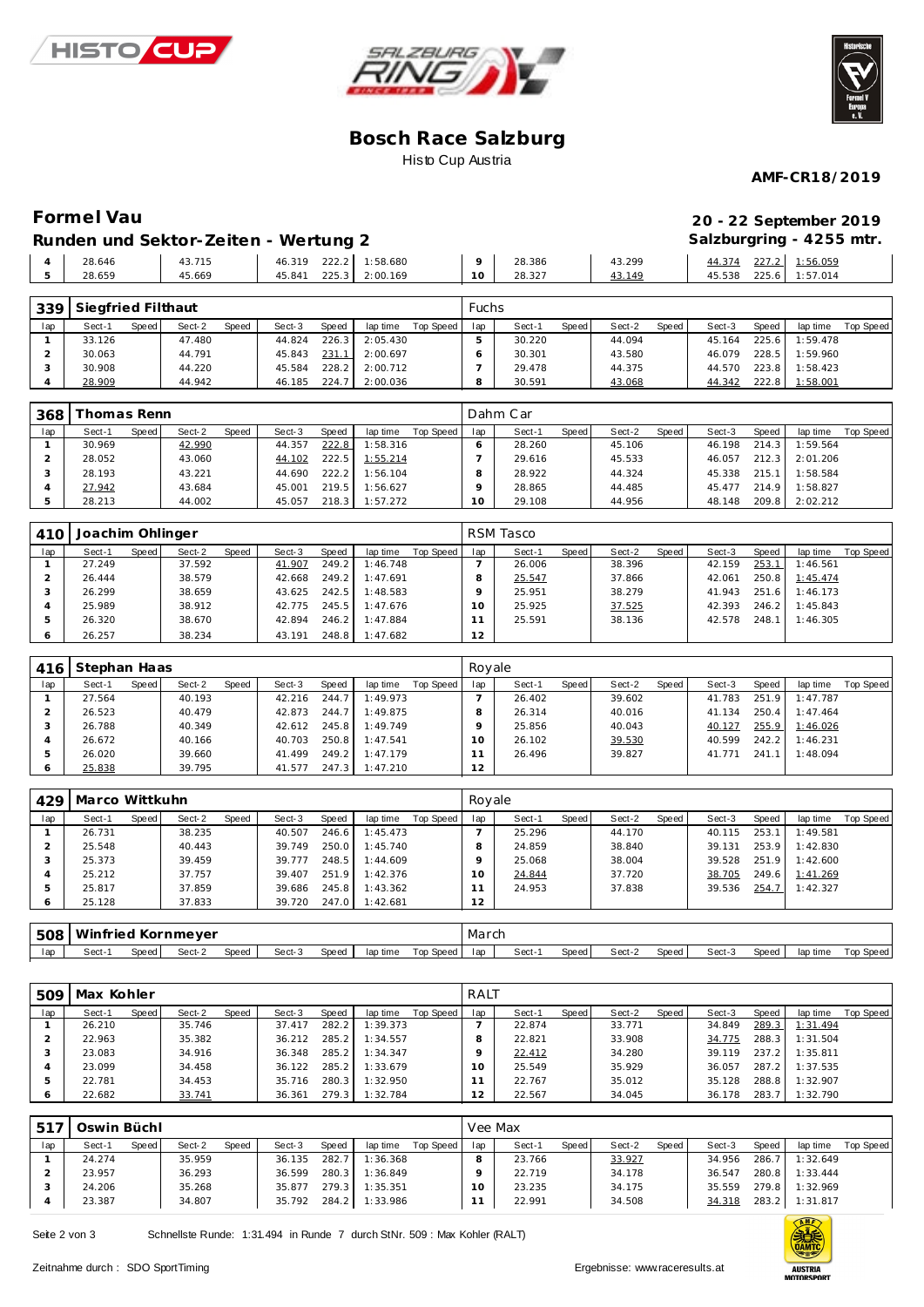# Bosch Race Salzburg

Histo Cup Austria

**AMF-CR18/2019**

## Formel Vau

**20 - 22 September 2019**

### Runden und Sektor-Zeiten - Wertung 2

**Salzburgring - 4255 mtr.**

| lap | Sect-1 | Speed | Sect-2 | Speed | Sect-3 | Speed | lap time | Top Speed | lap | Sect-1 | Speed | Sect-2 | Speed | Sect-3 | Speed | lap time | Top Speed |
|---|---|---|---|---|---|---|---|---|---|---|---|---|---|---|---|---|---|
| 4 | 28.646 | | 43.715 | | 46.319 | 222.2 | 1:58.680 | | 9 | 28.386 | | 43.299 | | 44.374 | 227.2 | 1:56.059 | |
| 5 | 28.659 | | 45.669 | | 45.841 | 225.3 | 2:00.169 | | 10 | 28.327 | | 43.149 | | 45.538 | 225.6 | 1:57.014 | |

**339 Siegfried Filthaut** — Fuchs

| lap | Sect-1 | Speed | Sect-2 | Speed | Sect-3 | Speed | lap time | Top Speed | lap | Sect-1 | Speed | Sect-2 | Speed | Sect-3 | Speed | lap time | Top Speed |
|---|---|---|---|---|---|---|---|---|---|---|---|---|---|---|---|---|---|
| 1 | 33.126 | | 47.480 | | 44.824 | 226.3 | 2:05.430 | | 5 | 30.220 | | 44.094 | | 45.164 | 225.6 | 1:59.478 | |
| 2 | 30.063 | | 44.791 | | 45.843 | 231.1 | 2:00.697 | | 6 | 30.301 | | 43.580 | | 46.079 | 228.5 | 1:59.960 | |
| 3 | 30.908 | | 44.220 | | 45.584 | 228.2 | 2:00.712 | | 7 | 29.478 | | 44.375 | | 44.570 | 223.8 | 1:58.423 | |
| 4 | 28.909 | | 44.942 | | 46.185 | 224.7 | 2:00.036 | | 8 | 30.591 | | 43.068 | | 44.342 | 222.8 | 1:58.001 | |

**368 Thomas Renn** — Dahm Car

| lap | Sect-1 | Speed | Sect-2 | Speed | Sect-3 | Speed | lap time | Top Speed | lap | Sect-1 | Speed | Sect-2 | Speed | Sect-3 | Speed | lap time | Top Speed |
|---|---|---|---|---|---|---|---|---|---|---|---|---|---|---|---|---|---|
| 1 | 30.969 | | 42.990 | | 44.357 | 222.8 | 1:58.316 | | 6 | 28.260 | | 45.106 | | 46.198 | 214.3 | 1:59.564 | |
| 2 | 28.052 | | 43.060 | | 44.102 | 222.5 | 1:55.214 | | 7 | 29.616 | | 45.533 | | 46.057 | 212.3 | 2:01.206 | |
| 3 | 28.193 | | 43.221 | | 44.690 | 222.8 | 1:56.104 | | 8 | 28.922 | | 44.324 | | 45.338 | 215.1 | 1:58.584 | |
| 4 | 27.942 | | 43.684 | | 45.001 | 219.5 | 1:56.627 | | 9 | 28.865 | | 44.485 | | 45.477 | 214.9 | 1:58.827 | |
| 5 | 28.213 | | 44.002 | | 45.057 | 218.3 | 1:57.272 | | 10 | 29.108 | | 44.956 | | 48.148 | 209.8 | 2:02.212 | |

**410 Joachim Ohlinger** — RSM Tasco

| lap | Sect-1 | Speed | Sect-2 | Speed | Sect-3 | Speed | lap time | Top Speed | lap | Sect-1 | Speed | Sect-2 | Speed | Sect-3 | Speed | lap time | Top Speed |
|---|---|---|---|---|---|---|---|---|---|---|---|---|---|---|---|---|---|
| 1 | 27.249 | | 37.592 | | 41.907 | 249.2 | 1:46.748 | | 7 | 26.006 | | 38.396 | | 42.159 | 253.1 | 1:46.561 | |
| 2 | 26.444 | | 38.579 | | 42.668 | 249.2 | 1:47.691 | | 8 | 25.547 | | 37.866 | | 42.061 | 250.8 | 1:45.474 | |
| 3 | 26.299 | | 38.659 | | 43.625 | 242.5 | 1:48.583 | | 9 | 25.951 | | 38.279 | | 41.943 | 251.6 | 1:46.173 | |
| 4 | 25.989 | | 38.912 | | 42.775 | 245.5 | 1:47.676 | | 10 | 25.925 | | 37.525 | | 42.393 | 246.2 | 1:45.843 | |
| 5 | 26.320 | | 38.670 | | 42.894 | 246.2 | 1:47.884 | | 11 | 25.591 | | 38.136 | | 42.578 | 248.1 | 1:46.305 | |
| 6 | 26.257 | | 38.234 | | 43.191 | 248.8 | 1:47.682 | | 12 | | | | | | | | |

**416 Stephan Haas** — Royale

| lap | Sect-1 | Speed | Sect-2 | Speed | Sect-3 | Speed | lap time | Top Speed | lap | Sect-1 | Speed | Sect-2 | Speed | Sect-3 | Speed | lap time | Top Speed |
|---|---|---|---|---|---|---|---|---|---|---|---|---|---|---|---|---|---|
| 1 | 27.564 | | 40.193 | | 42.216 | 244.7 | 1:49.973 | | 7 | 26.402 | | 39.602 | | 41.783 | 251.9 | 1:47.787 | |
| 2 | 26.523 | | 40.479 | | 42.873 | 244.7 | 1:49.875 | | 8 | 26.314 | | 40.016 | | 41.134 | 250.4 | 1:47.464 | |
| 3 | 26.788 | | 40.349 | | 42.612 | 245.8 | 1:49.749 | | 9 | 25.856 | | 40.043 | | 40.127 | 255.9 | 1:46.026 | |
| 4 | 26.672 | | 40.166 | | 40.703 | 250.8 | 1:47.541 | | 10 | 26.102 | | 39.530 | | 40.599 | 242.2 | 1:46.231 | |
| 5 | 26.020 | | 39.660 | | 41.499 | 249.2 | 1:47.179 | | 11 | 26.496 | | 39.827 | | 41.771 | 241.1 | 1:48.094 | |
| 6 | 25.838 | | 39.795 | | 41.577 | 247.3 | 1:47.210 | | 12 | | | | | | | | |

**429 Marco Wittkuhn** — Royale

| lap | Sect-1 | Speed | Sect-2 | Speed | Sect-3 | Speed | lap time | Top Speed | lap | Sect-1 | Speed | Sect-2 | Speed | Sect-3 | Speed | lap time | Top Speed |
|---|---|---|---|---|---|---|---|---|---|---|---|---|---|---|---|---|---|
| 1 | 26.731 | | 38.235 | | 40.507 | 246.6 | 1:45.473 | | 7 | 25.296 | | 44.170 | | 40.115 | 253.1 | 1:49.581 | |
| 2 | 25.548 | | 40.443 | | 39.749 | 250.0 | 1:45.740 | | 8 | 24.859 | | 38.840 | | 39.131 | 253.9 | 1:42.830 | |
| 3 | 25.373 | | 39.459 | | 39.777 | 248.5 | 1:44.609 | | 9 | 25.068 | | 38.004 | | 39.528 | 251.9 | 1:42.600 | |
| 4 | 25.212 | | 37.757 | | 39.407 | 251.9 | 1:42.376 | | 10 | 24.844 | | 37.720 | | 38.705 | 249.6 | 1:41.269 | |
| 5 | 25.817 | | 37.859 | | 39.686 | 245.8 | 1:43.362 | | 11 | 24.953 | | 37.838 | | 39.536 | 254.7 | 1:42.327 | |
| 6 | 25.128 | | 37.833 | | 39.720 | 247.0 | 1:42.681 | | 12 | | | | | | | | |

**508 Winfried Kornmeyer** — March

| lap | Sect-1 | Speed | Sect-2 | Speed | Sect-3 | Speed | lap time | Top Speed | lap | Sect-1 | Speed | Sect-2 | Speed | Sect-3 | Speed | lap time | Top Speed |
|---|---|---|---|---|---|---|---|---|---|---|---|---|---|---|---|---|---|

**509 Max Kohler** — RALT

| lap | Sect-1 | Speed | Sect-2 | Speed | Sect-3 | Speed | lap time | Top Speed | lap | Sect-1 | Speed | Sect-2 | Speed | Sect-3 | Speed | lap time | Top Speed |
|---|---|---|---|---|---|---|---|---|---|---|---|---|---|---|---|---|---|
| 1 | 26.210 | | 35.746 | | 37.417 | 282.2 | 1:39.373 | | 7 | 22.874 | | 33.771 | | 34.849 | 289.3 | 1:31.494 | |
| 2 | 22.963 | | 35.382 | | 36.212 | 285.2 | 1:34.557 | | 8 | 22.821 | | 33.908 | | 34.775 | 288.3 | 1:31.504 | |
| 3 | 23.083 | | 34.916 | | 36.348 | 285.2 | 1:34.347 | | 9 | 22.412 | | 34.280 | | 39.119 | 237.2 | 1:35.811 | |
| 4 | 23.099 | | 34.458 | | 36.122 | 285.2 | 1:33.679 | | 10 | 25.549 | | 35.929 | | 36.057 | 287.2 | 1:37.535 | |
| 5 | 22.781 | | 34.453 | | 35.716 | 280.3 | 1:32.950 | | 11 | 22.767 | | 35.012 | | 35.128 | 288.8 | 1:32.907 | |
| 6 | 22.682 | | 33.741 | | 36.361 | 279.3 | 1:32.784 | | 12 | 22.567 | | 34.045 | | 36.178 | 283.7 | 1:32.790 | |

**517 Oswin Büchl** — Vee Max

| lap | Sect-1 | Speed | Sect-2 | Speed | Sect-3 | Speed | lap time | Top Speed | lap | Sect-1 | Speed | Sect-2 | Speed | Sect-3 | Speed | lap time | Top Speed |
|---|---|---|---|---|---|---|---|---|---|---|---|---|---|---|---|---|---|
| 1 | 24.274 | | 35.959 | | 36.135 | 282.7 | 1:36.368 | | 8 | 23.766 | | 33.927 | | 34.956 | 286.7 | 1:32.649 | |
| 2 | 23.957 | | 36.293 | | 36.599 | 280.3 | 1:36.849 | | 9 | 22.719 | | 34.178 | | 36.547 | 280.8 | 1:33.444 | |
| 3 | 24.206 | | 35.268 | | 35.877 | 279.3 | 1:35.351 | | 10 | 23.235 | | 34.175 | | 35.559 | 279.8 | 1:32.969 | |
| 4 | 23.387 | | 34.807 | | 35.792 | 284.2 | 1:33.986 | | 11 | 22.991 | | 34.508 | | 34.318 | 283.2 | 1:31.817 | |

Schnellste Runde: 1:31.494 in Runde 7 durch StNr. 509 : Max Kohler (RALT)

Zeitnahme durch : SDO SportTiming

Ergebnisse: www.raceresults.at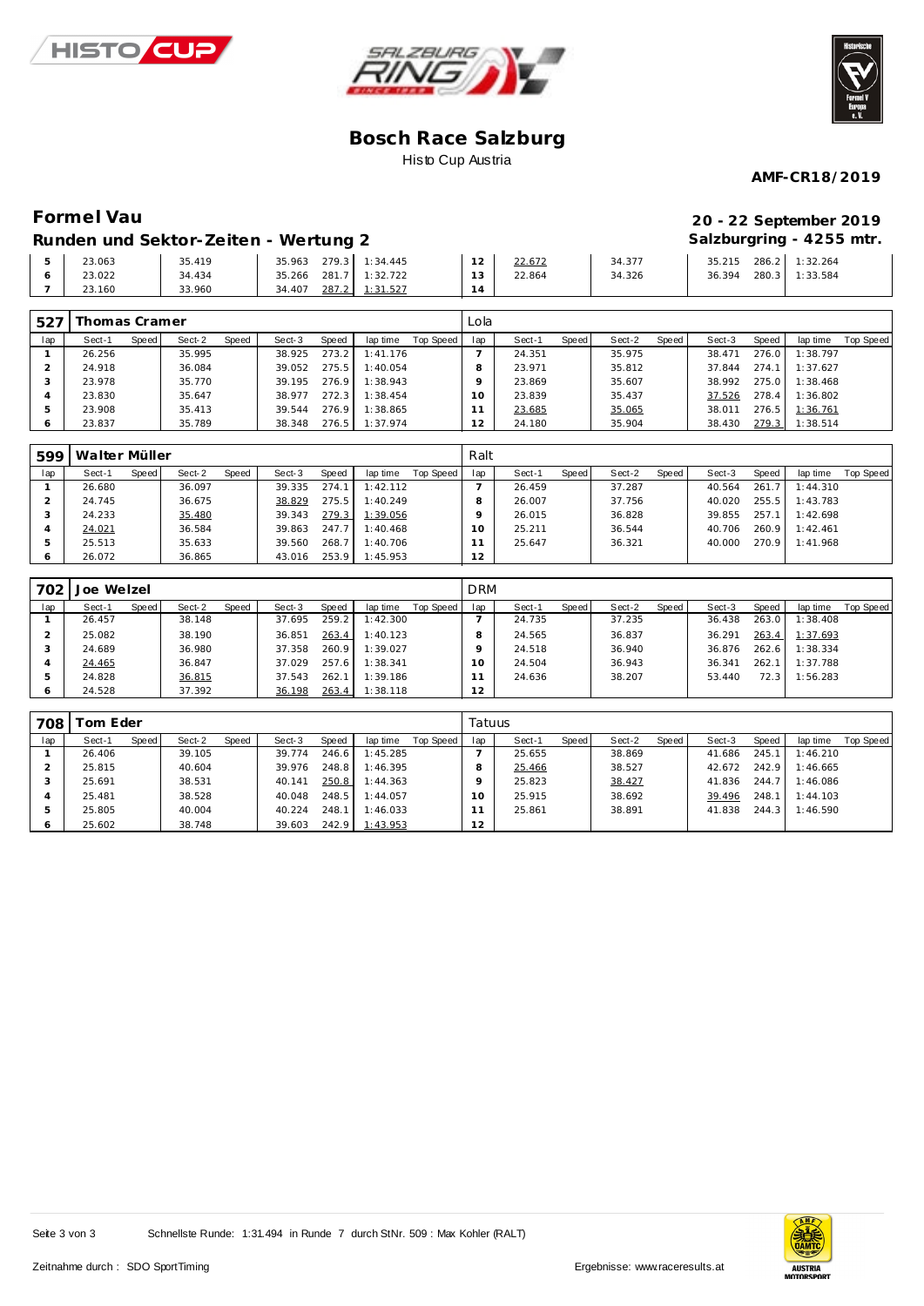# Bosch Race Salzburg

Histo Cup Austria

**AMF-CR18/2019**

## Formel Vau

## Runden und Sektor-Zeiten - Wertung 2

**20 - 22 September 2019**
**Salzburgring - 4255 mtr.**

| lap | Sect-1 | Speed | Sect-2 | Speed | Sect-3 | Speed | lap time | Top Speed | lap | Sect-1 | Speed | Sect-2 | Speed | Sect-3 | Speed | lap time | Top Speed |
|---|---|---|---|---|---|---|---|---|---|---|---|---|---|---|---|---|---|
| 5 | 23.063 | | 35.419 | | 35.963 | 279.3 | 1:34.445 | | 12 | 22.672 | | 34.377 | | 35.215 | 286.2 | 1:32.264 | |
| 6 | 23.022 | | 34.434 | | 35.266 | 281.7 | 1:32.722 | | 13 | 22.864 | | 34.326 | | 36.394 | 280.3 | 1:33.584 | |
| 7 | 23.160 | | 33.960 | | 34.407 | 287.2 | 1:31.527 | | 14 | | | | | | | | |

### 527 Thomas Cramer — Lola

| lap | Sect-1 | Speed | Sect-2 | Speed | Sect-3 | Speed | lap time | Top Speed | lap | Sect-1 | Speed | Sect-2 | Speed | Sect-3 | Speed | lap time | Top Speed |
|---|---|---|---|---|---|---|---|---|---|---|---|---|---|---|---|---|---|
| 1 | 26.256 | | 35.995 | | 38.925 | 273.2 | 1:41.176 | | 7 | 24.351 | | 35.975 | | 38.471 | 276.0 | 1:38.797 | |
| 2 | 24.918 | | 36.084 | | 39.052 | 275.5 | 1:40.054 | | 8 | 23.971 | | 35.812 | | 37.844 | 274.1 | 1:37.627 | |
| 3 | 23.978 | | 35.770 | | 39.195 | 276.9 | 1:38.943 | | 9 | 23.869 | | 35.607 | | 38.992 | 275.0 | 1:38.468 | |
| 4 | 23.830 | | 35.647 | | 38.977 | 272.3 | 1:38.454 | | 10 | 23.839 | | 35.437 | | 37.526 | 278.4 | 1:36.802 | |
| 5 | 23.908 | | 35.413 | | 39.544 | 276.9 | 1:38.865 | | 11 | 23.685 | | 35.065 | | 38.011 | 276.5 | 1:36.761 | |
| 6 | 23.837 | | 35.789 | | 38.348 | 276.5 | 1:37.974 | | 12 | 24.180 | | 35.904 | | 38.430 | 279.3 | 1:38.514 | |

### 599 Walter Müller — Ralt

| lap | Sect-1 | Speed | Sect-2 | Speed | Sect-3 | Speed | lap time | Top Speed | lap | Sect-1 | Speed | Sect-2 | Speed | Sect-3 | Speed | lap time | Top Speed |
|---|---|---|---|---|---|---|---|---|---|---|---|---|---|---|---|---|---|
| 1 | 26.680 | | 36.097 | | 39.335 | 274.1 | 1:42.112 | | 7 | 26.459 | | 37.287 | | 40.564 | 261.7 | 1:44.310 | |
| 2 | 24.745 | | 36.675 | | 38.829 | 275.5 | 1:40.249 | | 8 | 26.007 | | 37.756 | | 40.020 | 255.5 | 1:43.783 | |
| 3 | 24.233 | | 35.480 | | 39.343 | 279.3 | 1:39.056 | | 9 | 26.015 | | 36.828 | | 39.855 | 257.1 | 1:42.698 | |
| 4 | 24.021 | | 36.584 | | 39.863 | 247.7 | 1:40.468 | | 10 | 25.211 | | 36.544 | | 40.706 | 260.9 | 1:42.461 | |
| 5 | 25.513 | | 35.633 | | 39.560 | 268.7 | 1:40.706 | | 11 | 25.647 | | 36.321 | | 40.000 | 270.9 | 1:41.968 | |
| 6 | 26.072 | | 36.865 | | 43.016 | 253.9 | 1:45.953 | | 12 | | | | | | | | |

### 702 Joe Welzel — DRM

| lap | Sect-1 | Speed | Sect-2 | Speed | Sect-3 | Speed | lap time | Top Speed | lap | Sect-1 | Speed | Sect-2 | Speed | Sect-3 | Speed | lap time | Top Speed |
|---|---|---|---|---|---|---|---|---|---|---|---|---|---|---|---|---|---|
| 1 | 26.457 | | 38.148 | | 37.695 | 259.2 | 1:42.300 | | 7 | 24.735 | | 37.235 | | 36.438 | 263.0 | 1:38.408 | |
| 2 | 25.082 | | 38.190 | | 36.851 | 263.4 | 1:40.123 | | 8 | 24.565 | | 36.837 | | 36.291 | 263.4 | 1:37.693 | |
| 3 | 24.689 | | 36.980 | | 37.358 | 260.9 | 1:39.027 | | 9 | 24.518 | | 36.940 | | 36.876 | 262.6 | 1:38.334 | |
| 4 | 24.465 | | 36.847 | | 37.029 | 257.6 | 1:38.341 | | 10 | 24.504 | | 36.943 | | 36.341 | 262.1 | 1:37.788 | |
| 5 | 24.828 | | 36.815 | | 37.543 | 262.1 | 1:39.186 | | 11 | 24.636 | | 38.207 | | 53.440 | 72.3 | 1:56.283 | |
| 6 | 24.528 | | 37.392 | | 36.198 | 263.4 | 1:38.118 | | 12 | | | | | | | | |

### 708 Tom Eder — Tatuus

| lap | Sect-1 | Speed | Sect-2 | Speed | Sect-3 | Speed | lap time | Top Speed | lap | Sect-1 | Speed | Sect-2 | Speed | Sect-3 | Speed | lap time | Top Speed |
|---|---|---|---|---|---|---|---|---|---|---|---|---|---|---|---|---|---|
| 1 | 26.406 | | 39.105 | | 39.774 | 246.6 | 1:45.285 | | 7 | 25.655 | | 38.869 | | 41.686 | 245.1 | 1:46.210 | |
| 2 | 25.815 | | 40.604 | | 39.976 | 248.8 | 1:46.395 | | 8 | 25.466 | | 38.527 | | 42.672 | 242.9 | 1:46.665 | |
| 3 | 25.691 | | 38.531 | | 40.141 | 250.8 | 1:44.363 | | 9 | 25.823 | | 38.427 | | 41.836 | 244.7 | 1:46.086 | |
| 4 | 25.481 | | 38.528 | | 40.048 | 248.5 | 1:44.057 | | 10 | 25.915 | | 38.692 | | 39.496 | 248.1 | 1:44.103 | |
| 5 | 25.805 | | 40.004 | | 40.224 | 248.1 | 1:46.033 | | 11 | 25.861 | | 38.891 | | 41.838 | 244.3 | 1:46.590 | |
| 6 | 25.602 | | 38.748 | | 39.603 | 242.9 | 1:43.953 | | 12 | | | | | | | | |

Schnellste Runde: 1:31.494 in Runde 7 durch StNr. 509 : Max Kohler (RALT)

Zeitnahme durch : SDO SportTiming

Ergebnisse: www.raceresults.at